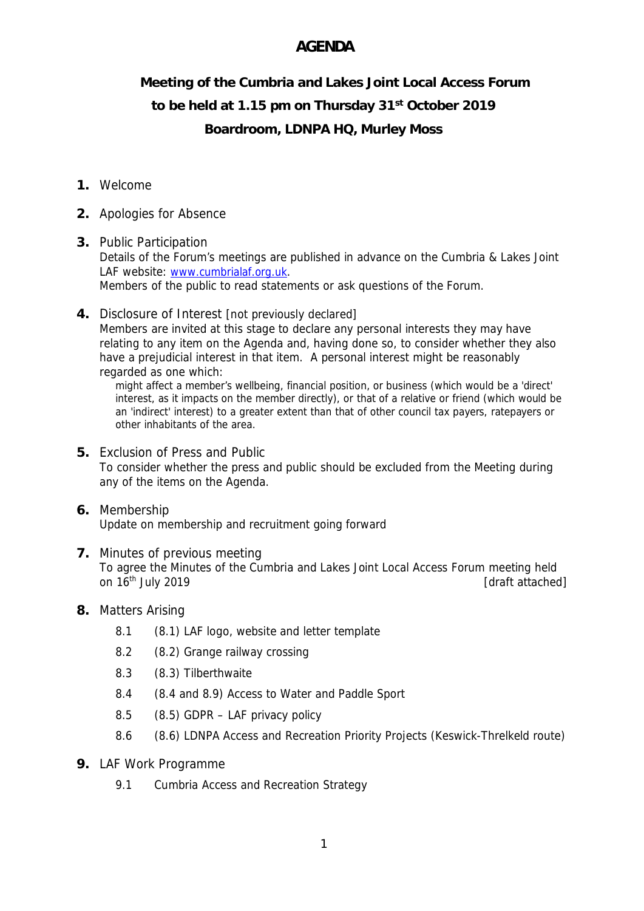# AGENDA

## Meeting of the Cumbria and Lakes Joint Local Access Forum to be held at 1.15 pm on Thursday 31st October 2019 Boardroom, LDNPA HQ, Murley Moss

**1.** Welcome

**2.** Apologies for Absence

**3.** Public Participation
Details of the Forum's meetings are published in advance on the Cumbria & Lakes Joint LAF website: www.cumbrialaf.org.uk.
Members of the public to read statements or ask questions of the Forum.

**4.** Disclosure of Interest [not previously declared]
Members are invited at this stage to declare any personal interests they may have relating to any item on the Agenda and, having done so, to consider whether they also have a prejudicial interest in that item. A personal interest might be reasonably regarded as one which:

> might affect a member's wellbeing, financial position, or business (which would be a 'direct' interest, as it impacts on the member directly), or that of a relative or friend (which would be an 'indirect' interest) to a greater extent than that of other council tax payers, ratepayers or other inhabitants of the area.

**5.** Exclusion of Press and Public
To consider whether the press and public should be excluded from the Meeting during any of the items on the Agenda.

**6.** Membership
Update on membership and recruitment going forward

**7.** Minutes of previous meeting
To agree the Minutes of the Cumbria and Lakes Joint Local Access Forum meeting held on 16th July 2019 [draft attached]

**8.** Matters Arising

- 8.1 (8.1) LAF logo, website and letter template
- 8.2 (8.2) Grange railway crossing
- 8.3 (8.3) Tilberthwaite
- 8.4 (8.4 and 8.9) Access to Water and Paddle Sport
- 8.5 (8.5) GDPR – LAF privacy policy
- 8.6 (8.6) LDNPA Access and Recreation Priority Projects (Keswick-Threlkeld route)

**9.** LAF Work Programme

- 9.1 Cumbria Access and Recreation Strategy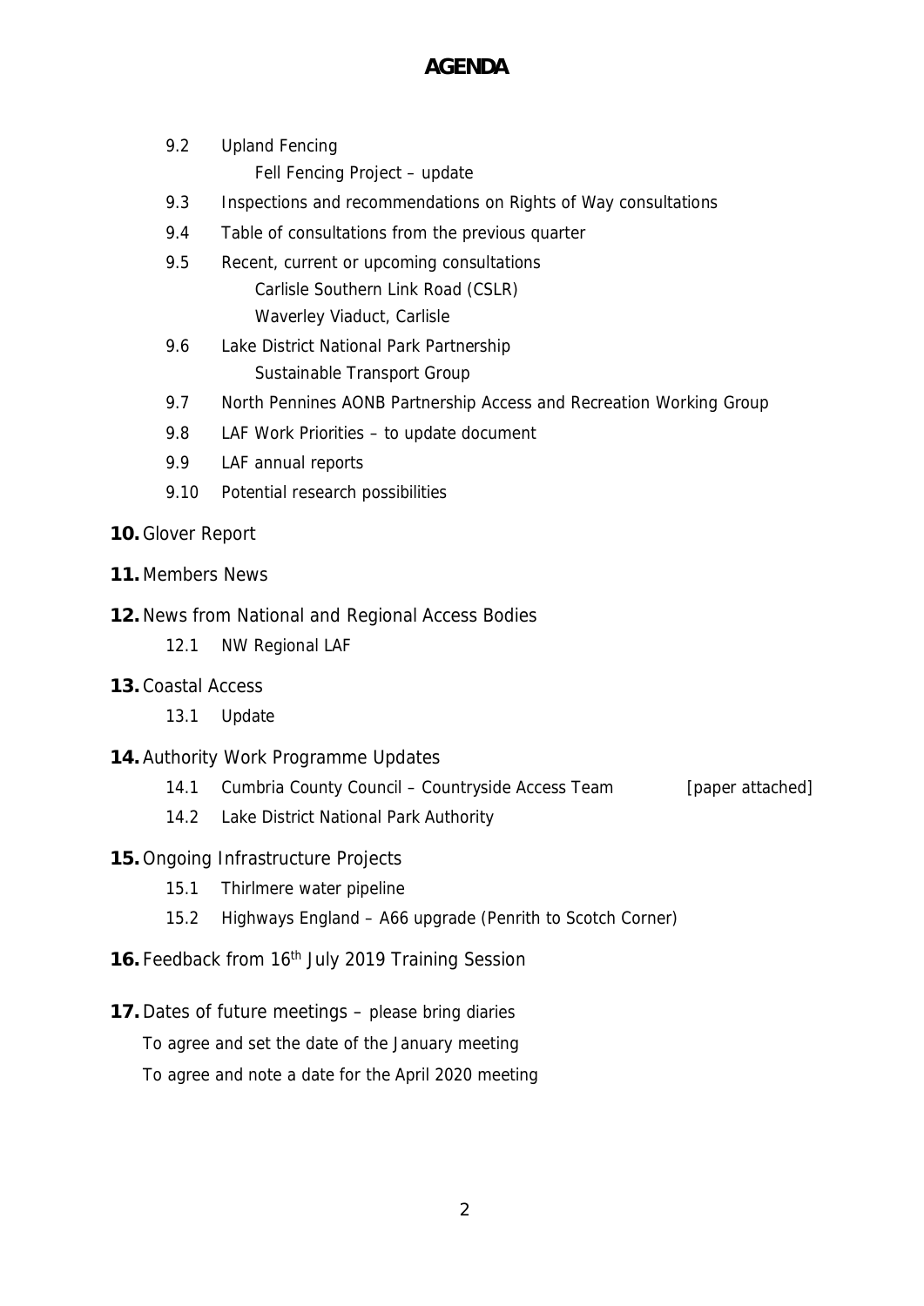# AGENDA

- 9.2 Upland Fencing
  - Fell Fencing Project – update
- 9.3 Inspections and recommendations on Rights of Way consultations
- 9.4 Table of consultations from the previous quarter
- 9.5 Recent, current or upcoming consultations
  - Carlisle Southern Link Road (CSLR)
  - Waverley Viaduct, Carlisle
- 9.6 Lake District National Park Partnership
  - Sustainable Transport Group
- 9.7 North Pennines AONB Partnership Access and Recreation Working Group
- 9.8 LAF Work Priorities – to update document
- 9.9 LAF annual reports
- 9.10 Potential research possibilities

**10.** Glover Report

**11.** Members News

**12.** News from National and Regional Access Bodies

- 12.1 NW Regional LAF

**13.** Coastal Access

- 13.1 Update

**14.** Authority Work Programme Updates

- 14.1 Cumbria County Council – Countryside Access Team [paper attached]
- 14.2 Lake District National Park Authority

**15.** Ongoing Infrastructure Projects

- 15.1 Thirlmere water pipeline
- 15.2 Highways England – A66 upgrade (Penrith to Scotch Corner)

**16.** Feedback from 16th July 2019 Training Session

**17.** Dates of future meetings – please bring diaries

To agree and set the date of the January meeting

To agree and note a date for the April 2020 meeting